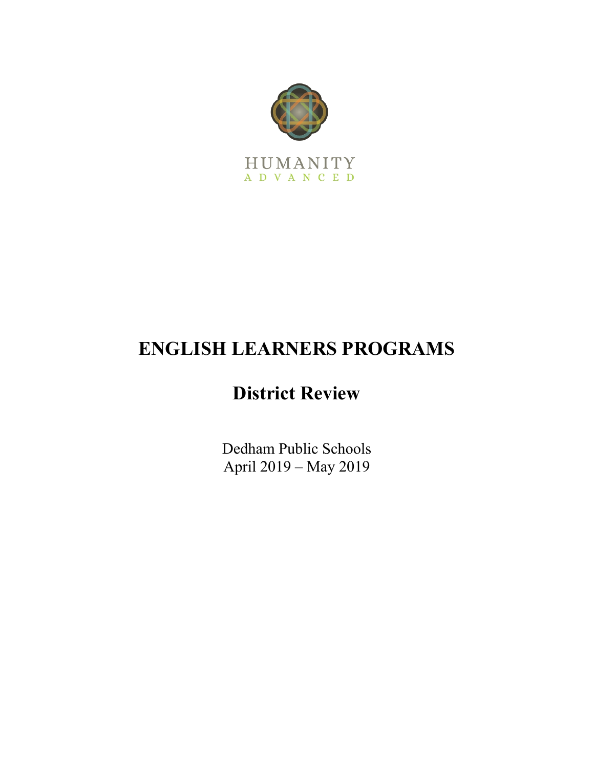HUMANITY
ADVANCED

# ENGLISH LEARNERS PROGRAMS

## District Review

Dedham Public Schools
April 2019 – May 2019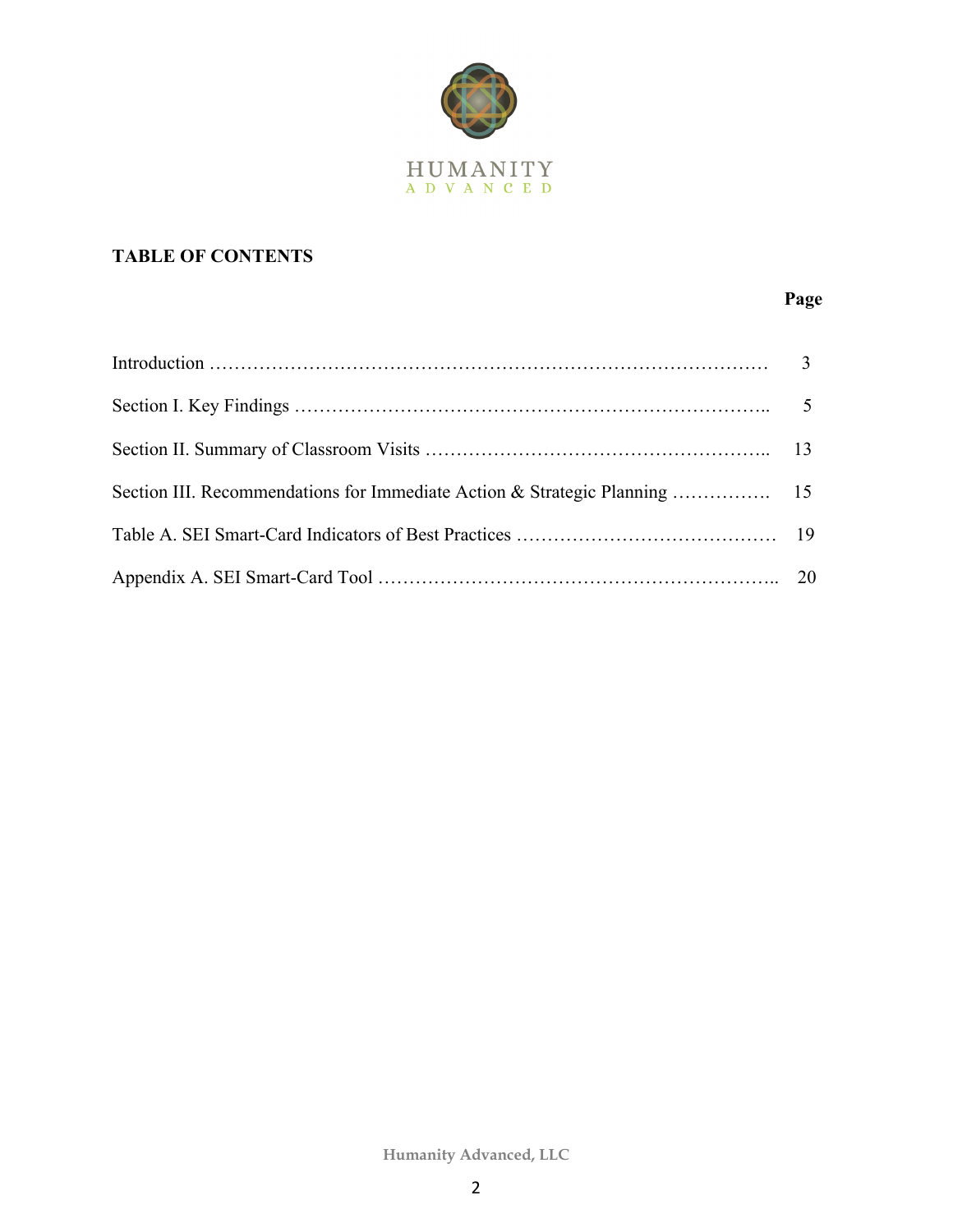HUMANITY
ADVANCED

## TABLE OF CONTENTS

| | Page |
|---|---|
| Introduction ……………………………………………………………………………… | 3 |
| Section I. Key Findings ……………………………………………………………….. | 5 |
| Section II. Summary of Classroom Visits …………………………………………….. | 13 |
| Section III. Recommendations for Immediate Action & Strategic Planning ……………. | 15 |
| Table A. SEI Smart-Card Indicators of Best Practices …………………………………… | 19 |
| Appendix A. SEI Smart-Card Tool …………………………………………………….. | 20 |

Humanity Advanced, LLC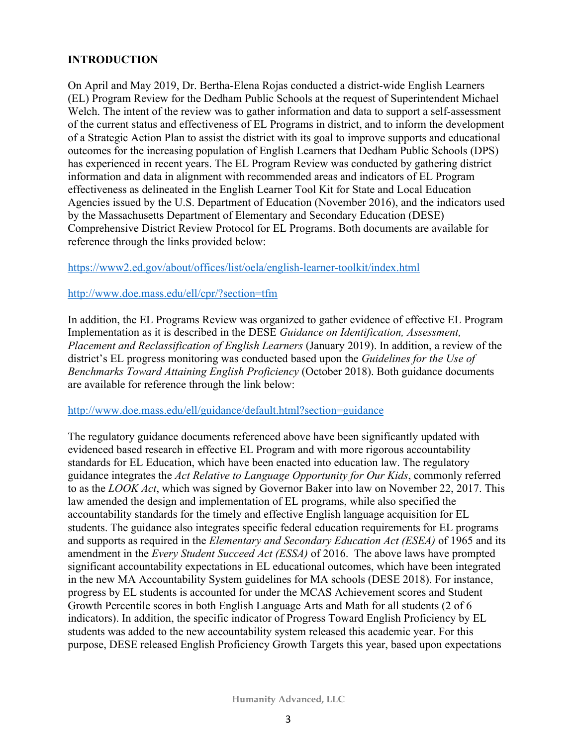## INTRODUCTION

On April and May 2019, Dr. Bertha-Elena Rojas conducted a district-wide English Learners (EL) Program Review for the Dedham Public Schools at the request of Superintendent Michael Welch. The intent of the review was to gather information and data to support a self-assessment of the current status and effectiveness of EL Programs in district, and to inform the development of a Strategic Action Plan to assist the district with its goal to improve supports and educational outcomes for the increasing population of English Learners that Dedham Public Schools (DPS) has experienced in recent years. The EL Program Review was conducted by gathering district information and data in alignment with recommended areas and indicators of EL Program effectiveness as delineated in the English Learner Tool Kit for State and Local Education Agencies issued by the U.S. Department of Education (November 2016), and the indicators used by the Massachusetts Department of Elementary and Secondary Education (DESE) Comprehensive District Review Protocol for EL Programs. Both documents are available for reference through the links provided below:

https://www2.ed.gov/about/offices/list/oela/english-learner-toolkit/index.html

http://www.doe.mass.edu/ell/cpr/?section=tfm

In addition, the EL Programs Review was organized to gather evidence of effective EL Program Implementation as it is described in the DESE *Guidance on Identification, Assessment, Placement and Reclassification of English Learners* (January 2019). In addition, a review of the district's EL progress monitoring was conducted based upon the *Guidelines for the Use of Benchmarks Toward Attaining English Proficiency* (October 2018). Both guidance documents are available for reference through the link below:

http://www.doe.mass.edu/ell/guidance/default.html?section=guidance

The regulatory guidance documents referenced above have been significantly updated with evidenced based research in effective EL Program and with more rigorous accountability standards for EL Education, which have been enacted into education law. The regulatory guidance integrates the *Act Relative to Language Opportunity for Our Kids*, commonly referred to as the *LOOK Act*, which was signed by Governor Baker into law on November 22, 2017. This law amended the design and implementation of EL programs, while also specified the accountability standards for the timely and effective English language acquisition for EL students. The guidance also integrates specific federal education requirements for EL programs and supports as required in the *Elementary and Secondary Education Act (ESEA)* of 1965 and its amendment in the *Every Student Succeed Act (ESSA)* of 2016. The above laws have prompted significant accountability expectations in EL educational outcomes, which have been integrated in the new MA Accountability System guidelines for MA schools (DESE 2018). For instance, progress by EL students is accounted for under the MCAS Achievement scores and Student Growth Percentile scores in both English Language Arts and Math for all students (2 of 6 indicators). In addition, the specific indicator of Progress Toward English Proficiency by EL students was added to the new accountability system released this academic year. For this purpose, DESE released English Proficiency Growth Targets this year, based upon expectations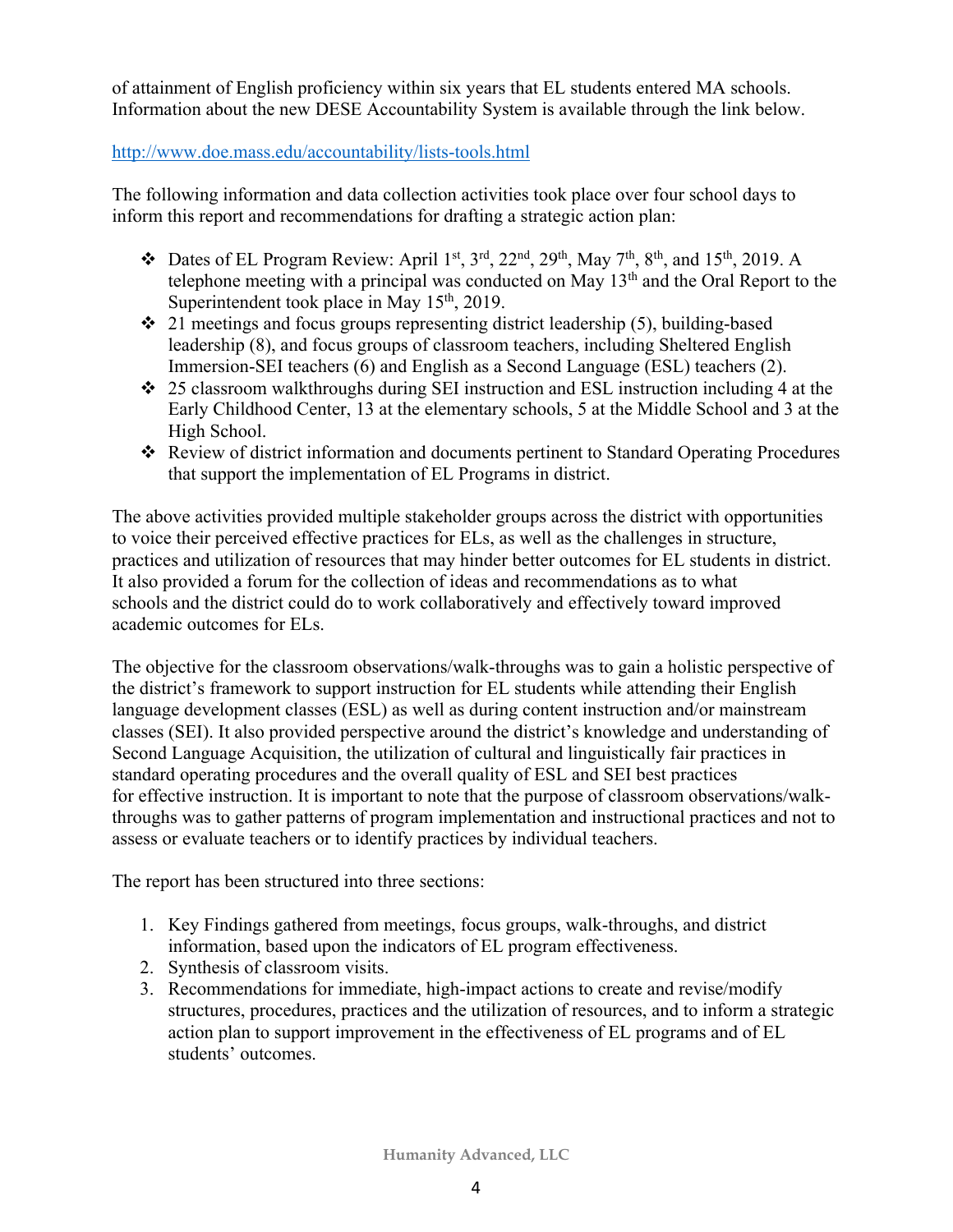of attainment of English proficiency within six years that EL students entered MA schools. Information about the new DESE Accountability System is available through the link below.

http://www.doe.mass.edu/accountability/lists-tools.html

The following information and data collection activities took place over four school days to inform this report and recommendations for drafting a strategic action plan:

- Dates of EL Program Review: April 1st, 3rd, 22nd, 29th, May 7th, 8th, and 15th, 2019. A telephone meeting with a principal was conducted on May 13th and the Oral Report to the Superintendent took place in May 15th, 2019.
- 21 meetings and focus groups representing district leadership (5), building-based leadership (8), and focus groups of classroom teachers, including Sheltered English Immersion-SEI teachers (6) and English as a Second Language (ESL) teachers (2).
- 25 classroom walkthroughs during SEI instruction and ESL instruction including 4 at the Early Childhood Center, 13 at the elementary schools, 5 at the Middle School and 3 at the High School.
- Review of district information and documents pertinent to Standard Operating Procedures that support the implementation of EL Programs in district.

The above activities provided multiple stakeholder groups across the district with opportunities to voice their perceived effective practices for ELs, as well as the challenges in structure, practices and utilization of resources that may hinder better outcomes for EL students in district. It also provided a forum for the collection of ideas and recommendations as to what schools and the district could do to work collaboratively and effectively toward improved academic outcomes for ELs.

The objective for the classroom observations/walk-throughs was to gain a holistic perspective of the district's framework to support instruction for EL students while attending their English language development classes (ESL) as well as during content instruction and/or mainstream classes (SEI). It also provided perspective around the district's knowledge and understanding of Second Language Acquisition, the utilization of cultural and linguistically fair practices in standard operating procedures and the overall quality of ESL and SEI best practices for effective instruction. It is important to note that the purpose of classroom observations/walk-throughs was to gather patterns of program implementation and instructional practices and not to assess or evaluate teachers or to identify practices by individual teachers.

The report has been structured into three sections:

1. Key Findings gathered from meetings, focus groups, walk-throughs, and district information, based upon the indicators of EL program effectiveness.
2. Synthesis of classroom visits.
3. Recommendations for immediate, high-impact actions to create and revise/modify structures, procedures, practices and the utilization of resources, and to inform a strategic action plan to support improvement in the effectiveness of EL programs and of EL students' outcomes.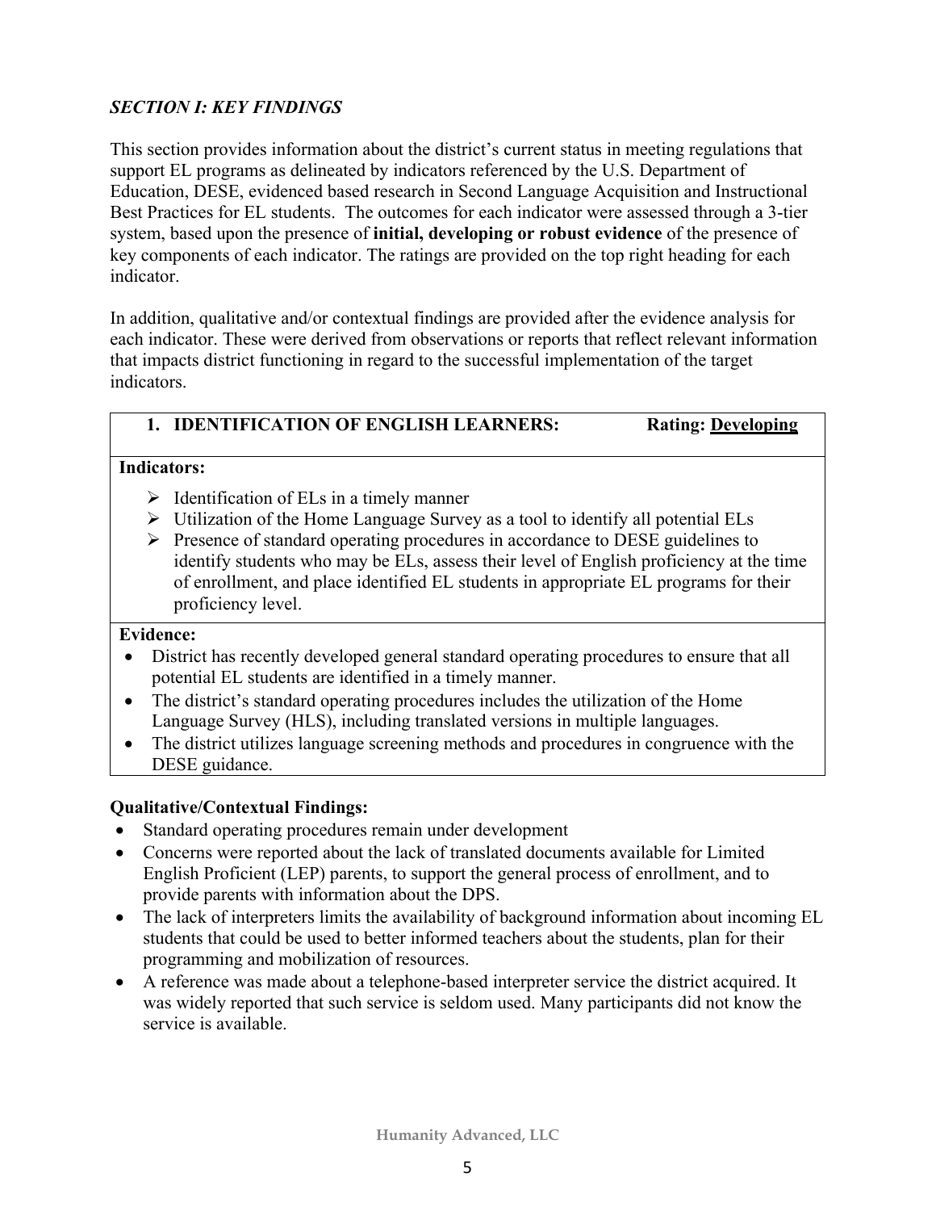## *SECTION I: KEY FINDINGS*

This section provides information about the district's current status in meeting regulations that support EL programs as delineated by indicators referenced by the U.S. Department of Education, DESE, evidenced based research in Second Language Acquisition and Instructional Best Practices for EL students. The outcomes for each indicator were assessed through a 3-tier system, based upon the presence of **initial, developing or robust evidence** of the presence of key components of each indicator. The ratings are provided on the top right heading for each indicator.

In addition, qualitative and/or contextual findings are provided after the evidence analysis for each indicator. These were derived from observations or reports that reflect relevant information that impacts district functioning in regard to the successful implementation of the target indicators.

### 1. IDENTIFICATION OF ENGLISH LEARNERS: Rating: Developing

**Indicators:**

- Identification of ELs in a timely manner
- Utilization of the Home Language Survey as a tool to identify all potential ELs
- Presence of standard operating procedures in accordance to DESE guidelines to identify students who may be ELs, assess their level of English proficiency at the time of enrollment, and place identified EL students in appropriate EL programs for their proficiency level.

**Evidence:**

- District has recently developed general standard operating procedures to ensure that all potential EL students are identified in a timely manner.
- The district's standard operating procedures includes the utilization of the Home Language Survey (HLS), including translated versions in multiple languages.
- The district utilizes language screening methods and procedures in congruence with the DESE guidance.

**Qualitative/Contextual Findings:**

- Standard operating procedures remain under development
- Concerns were reported about the lack of translated documents available for Limited English Proficient (LEP) parents, to support the general process of enrollment, and to provide parents with information about the DPS.
- The lack of interpreters limits the availability of background information about incoming EL students that could be used to better informed teachers about the students, plan for their programming and mobilization of resources.
- A reference was made about a telephone-based interpreter service the district acquired. It was widely reported that such service is seldom used. Many participants did not know the service is available.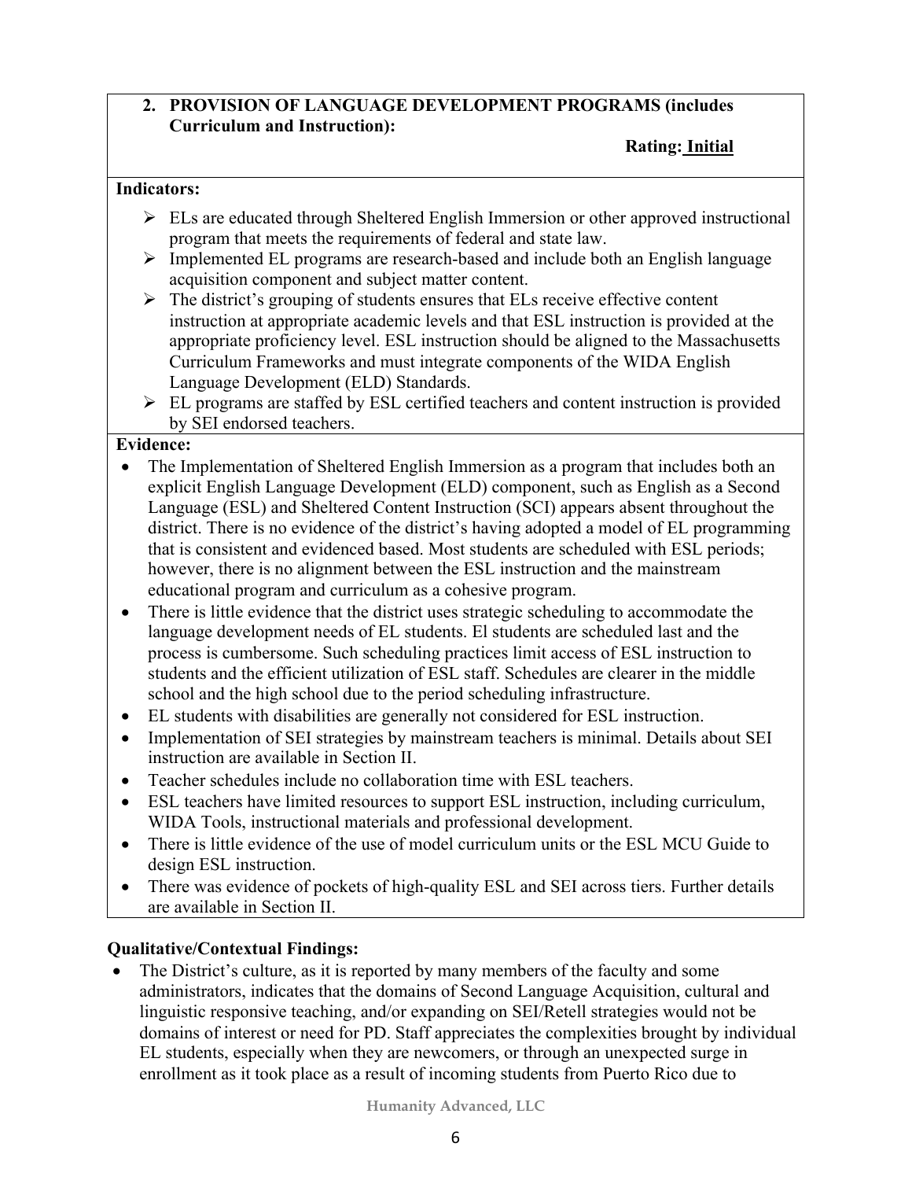**2. PROVISION OF LANGUAGE DEVELOPMENT PROGRAMS (includes Curriculum and Instruction):**

**Rating: <u>Initial</u>**

**Indicators:**

- ELs are educated through Sheltered English Immersion or other approved instructional program that meets the requirements of federal and state law.
- Implemented EL programs are research-based and include both an English language acquisition component and subject matter content.
- The district's grouping of students ensures that ELs receive effective content instruction at appropriate academic levels and that ESL instruction is provided at the appropriate proficiency level. ESL instruction should be aligned to the Massachusetts Curriculum Frameworks and must integrate components of the WIDA English Language Development (ELD) Standards.
- EL programs are staffed by ESL certified teachers and content instruction is provided by SEI endorsed teachers.

**Evidence:**

- The Implementation of Sheltered English Immersion as a program that includes both an explicit English Language Development (ELD) component, such as English as a Second Language (ESL) and Sheltered Content Instruction (SCI) appears absent throughout the district. There is no evidence of the district's having adopted a model of EL programming that is consistent and evidenced based. Most students are scheduled with ESL periods; however, there is no alignment between the ESL instruction and the mainstream educational program and curriculum as a cohesive program.
- There is little evidence that the district uses strategic scheduling to accommodate the language development needs of EL students. El students are scheduled last and the process is cumbersome. Such scheduling practices limit access of ESL instruction to students and the efficient utilization of ESL staff. Schedules are clearer in the middle school and the high school due to the period scheduling infrastructure.
- EL students with disabilities are generally not considered for ESL instruction.
- Implementation of SEI strategies by mainstream teachers is minimal. Details about SEI instruction are available in Section II.
- Teacher schedules include no collaboration time with ESL teachers.
- ESL teachers have limited resources to support ESL instruction, including curriculum, WIDA Tools, instructional materials and professional development.
- There is little evidence of the use of model curriculum units or the ESL MCU Guide to design ESL instruction.
- There was evidence of pockets of high-quality ESL and SEI across tiers. Further details are available in Section II.

**Qualitative/Contextual Findings:**

- The District's culture, as it is reported by many members of the faculty and some administrators, indicates that the domains of Second Language Acquisition, cultural and linguistic responsive teaching, and/or expanding on SEI/Retell strategies would not be domains of interest or need for PD. Staff appreciates the complexities brought by individual EL students, especially when they are newcomers, or through an unexpected surge in enrollment as it took place as a result of incoming students from Puerto Rico due to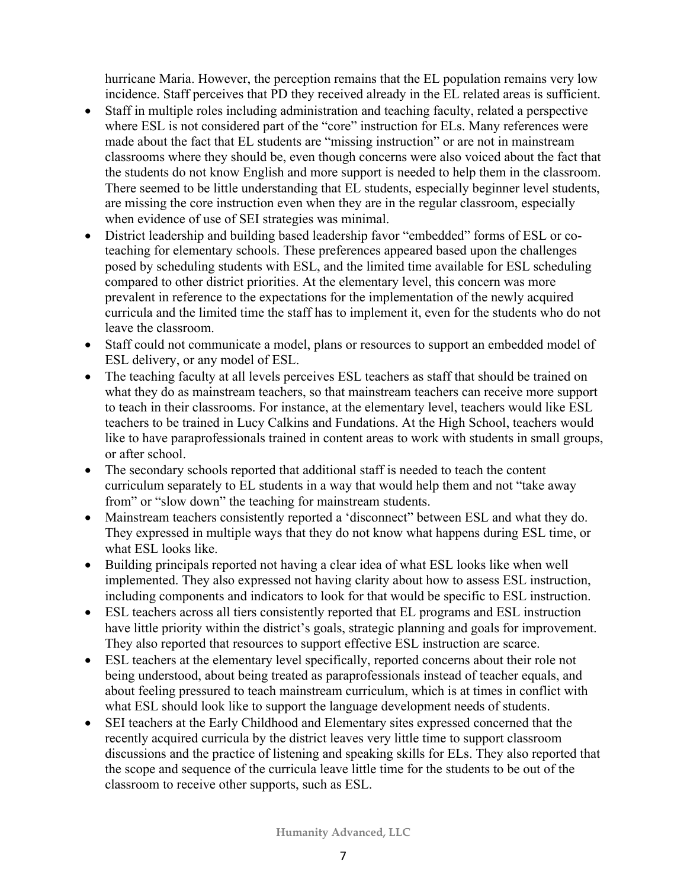hurricane Maria. However, the perception remains that the EL population remains very low incidence. Staff perceives that PD they received already in the EL related areas is sufficient.

- Staff in multiple roles including administration and teaching faculty, related a perspective where ESL is not considered part of the "core" instruction for ELs. Many references were made about the fact that EL students are "missing instruction" or are not in mainstream classrooms where they should be, even though concerns were also voiced about the fact that the students do not know English and more support is needed to help them in the classroom. There seemed to be little understanding that EL students, especially beginner level students, are missing the core instruction even when they are in the regular classroom, especially when evidence of use of SEI strategies was minimal.
- District leadership and building based leadership favor "embedded" forms of ESL or co-teaching for elementary schools. These preferences appeared based upon the challenges posed by scheduling students with ESL, and the limited time available for ESL scheduling compared to other district priorities. At the elementary level, this concern was more prevalent in reference to the expectations for the implementation of the newly acquired curricula and the limited time the staff has to implement it, even for the students who do not leave the classroom.
- Staff could not communicate a model, plans or resources to support an embedded model of ESL delivery, or any model of ESL.
- The teaching faculty at all levels perceives ESL teachers as staff that should be trained on what they do as mainstream teachers, so that mainstream teachers can receive more support to teach in their classrooms. For instance, at the elementary level, teachers would like ESL teachers to be trained in Lucy Calkins and Fundations. At the High School, teachers would like to have paraprofessionals trained in content areas to work with students in small groups, or after school.
- The secondary schools reported that additional staff is needed to teach the content curriculum separately to EL students in a way that would help them and not "take away from" or "slow down" the teaching for mainstream students.
- Mainstream teachers consistently reported a 'disconnect" between ESL and what they do. They expressed in multiple ways that they do not know what happens during ESL time, or what ESL looks like.
- Building principals reported not having a clear idea of what ESL looks like when well implemented. They also expressed not having clarity about how to assess ESL instruction, including components and indicators to look for that would be specific to ESL instruction.
- ESL teachers across all tiers consistently reported that EL programs and ESL instruction have little priority within the district's goals, strategic planning and goals for improvement. They also reported that resources to support effective ESL instruction are scarce.
- ESL teachers at the elementary level specifically, reported concerns about their role not being understood, about being treated as paraprofessionals instead of teacher equals, and about feeling pressured to teach mainstream curriculum, which is at times in conflict with what ESL should look like to support the language development needs of students.
- SEI teachers at the Early Childhood and Elementary sites expressed concerned that the recently acquired curricula by the district leaves very little time to support classroom discussions and the practice of listening and speaking skills for ELs. They also reported that the scope and sequence of the curricula leave little time for the students to be out of the classroom to receive other supports, such as ESL.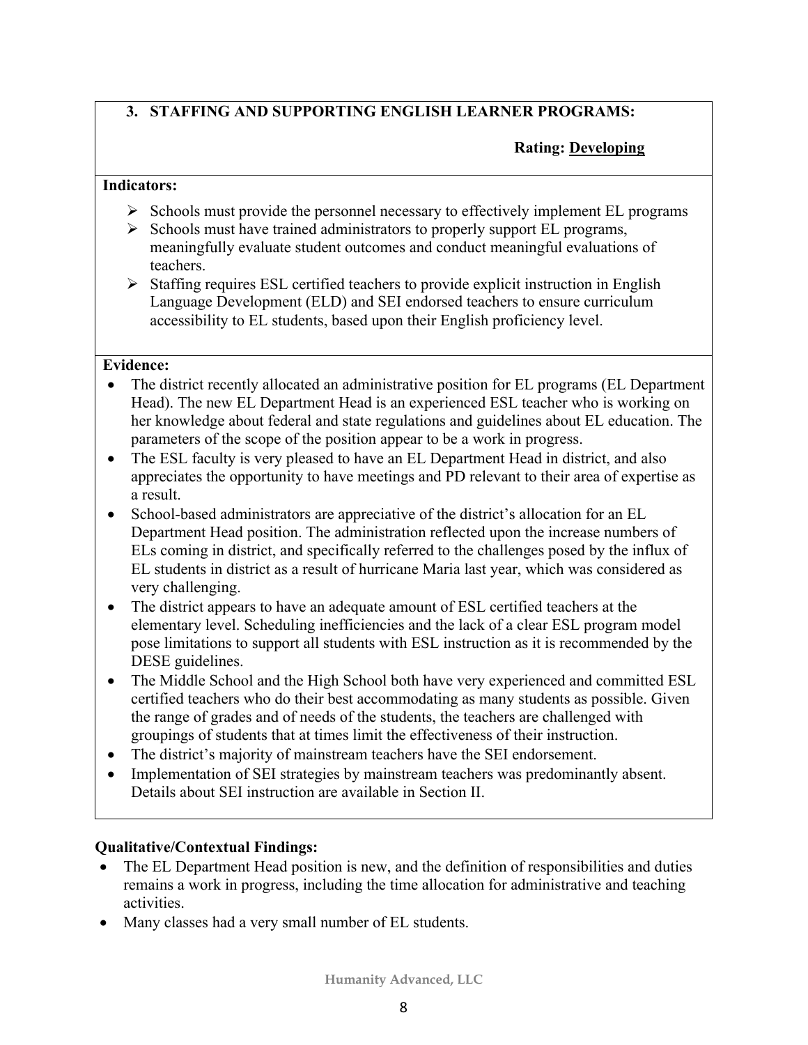## 3. STAFFING AND SUPPORTING ENGLISH LEARNER PROGRAMS:

**Rating: <u>Developing</u>**

**Indicators:**

- Schools must provide the personnel necessary to effectively implement EL programs
- Schools must have trained administrators to properly support EL programs, meaningfully evaluate student outcomes and conduct meaningful evaluations of teachers.
- Staffing requires ESL certified teachers to provide explicit instruction in English Language Development (ELD) and SEI endorsed teachers to ensure curriculum accessibility to EL students, based upon their English proficiency level.

**Evidence:**

- The district recently allocated an administrative position for EL programs (EL Department Head). The new EL Department Head is an experienced ESL teacher who is working on her knowledge about federal and state regulations and guidelines about EL education. The parameters of the scope of the position appear to be a work in progress.
- The ESL faculty is very pleased to have an EL Department Head in district, and also appreciates the opportunity to have meetings and PD relevant to their area of expertise as a result.
- School-based administrators are appreciative of the district's allocation for an EL Department Head position. The administration reflected upon the increase numbers of ELs coming in district, and specifically referred to the challenges posed by the influx of EL students in district as a result of hurricane Maria last year, which was considered as very challenging.
- The district appears to have an adequate amount of ESL certified teachers at the elementary level. Scheduling inefficiencies and the lack of a clear ESL program model pose limitations to support all students with ESL instruction as it is recommended by the DESE guidelines.
- The Middle School and the High School both have very experienced and committed ESL certified teachers who do their best accommodating as many students as possible. Given the range of grades and of needs of the students, the teachers are challenged with groupings of students that at times limit the effectiveness of their instruction.
- The district's majority of mainstream teachers have the SEI endorsement.
- Implementation of SEI strategies by mainstream teachers was predominantly absent. Details about SEI instruction are available in Section II.

**Qualitative/Contextual Findings:**

- The EL Department Head position is new, and the definition of responsibilities and duties remains a work in progress, including the time allocation for administrative and teaching activities.
- Many classes had a very small number of EL students.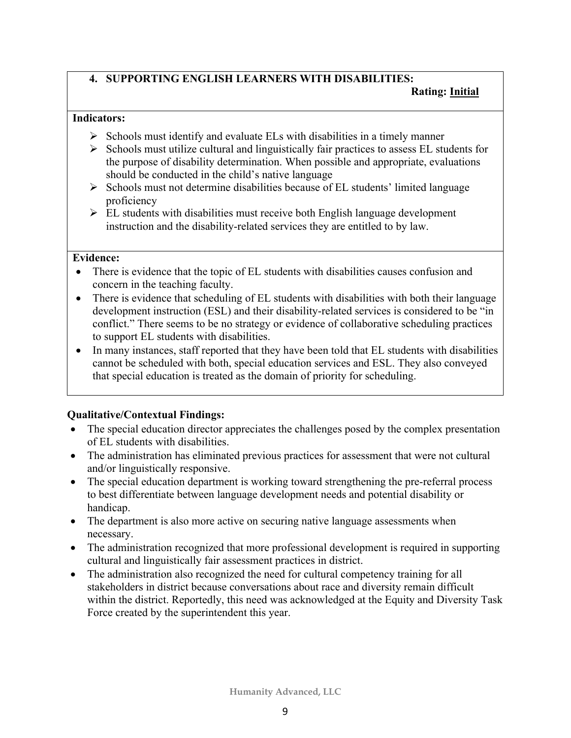## 4. SUPPORTING ENGLISH LEARNERS WITH DISABILITIES:

**Rating: Initial**

**Indicators:**

- Schools must identify and evaluate ELs with disabilities in a timely manner
- Schools must utilize cultural and linguistically fair practices to assess EL students for the purpose of disability determination. When possible and appropriate, evaluations should be conducted in the child's native language
- Schools must not determine disabilities because of EL students' limited language proficiency
- EL students with disabilities must receive both English language development instruction and the disability-related services they are entitled to by law.

**Evidence:**

- There is evidence that the topic of EL students with disabilities causes confusion and concern in the teaching faculty.
- There is evidence that scheduling of EL students with disabilities with both their language development instruction (ESL) and their disability-related services is considered to be "in conflict." There seems to be no strategy or evidence of collaborative scheduling practices to support EL students with disabilities.
- In many instances, staff reported that they have been told that EL students with disabilities cannot be scheduled with both, special education services and ESL. They also conveyed that special education is treated as the domain of priority for scheduling.

**Qualitative/Contextual Findings:**

- The special education director appreciates the challenges posed by the complex presentation of EL students with disabilities.
- The administration has eliminated previous practices for assessment that were not cultural and/or linguistically responsive.
- The special education department is working toward strengthening the pre-referral process to best differentiate between language development needs and potential disability or handicap.
- The department is also more active on securing native language assessments when necessary.
- The administration recognized that more professional development is required in supporting cultural and linguistically fair assessment practices in district.
- The administration also recognized the need for cultural competency training for all stakeholders in district because conversations about race and diversity remain difficult within the district. Reportedly, this need was acknowledged at the Equity and Diversity Task Force created by the superintendent this year.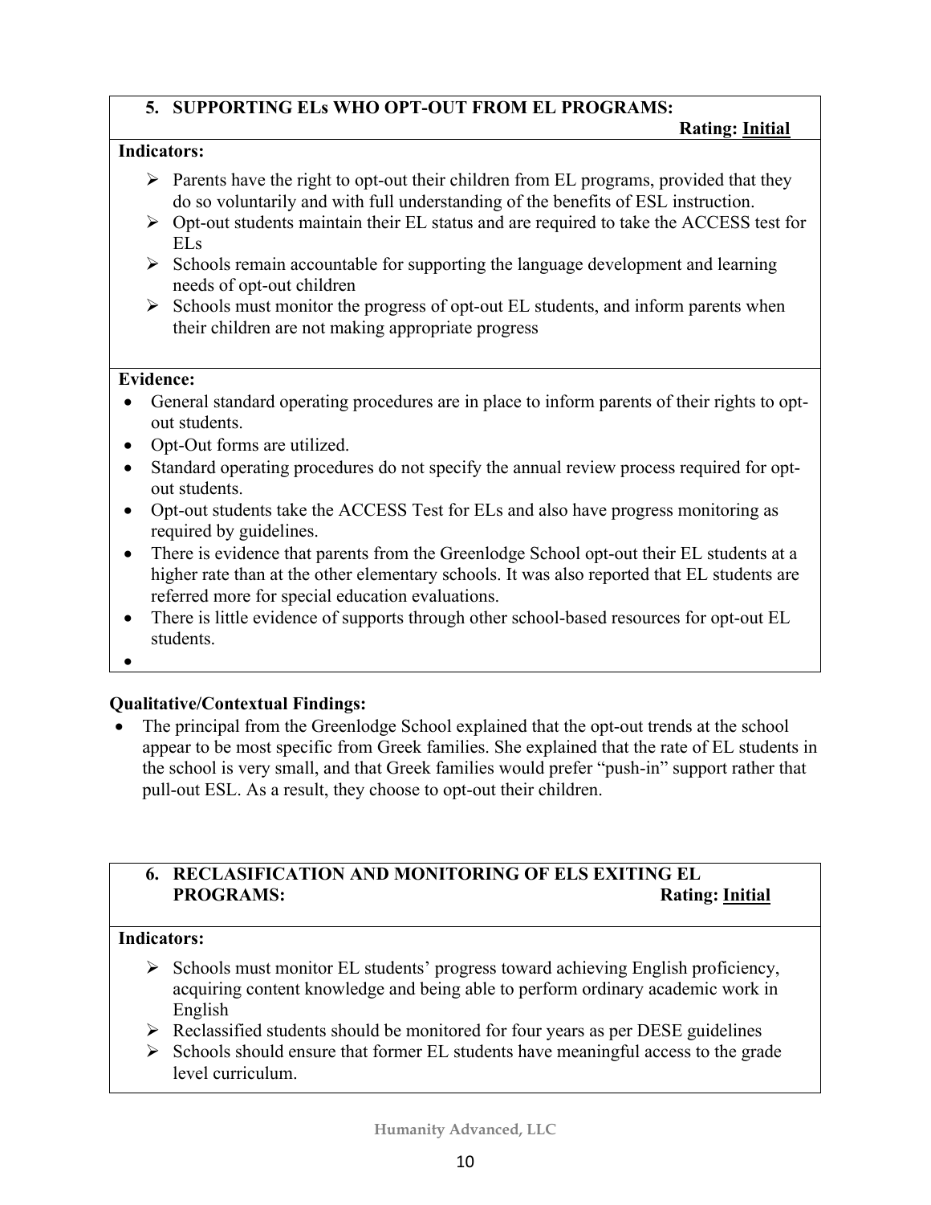### 5. SUPPORTING ELs WHO OPT-OUT FROM EL PROGRAMS:

**Rating: Initial**

**Indicators:**

- Parents have the right to opt-out their children from EL programs, provided that they do so voluntarily and with full understanding of the benefits of ESL instruction.
- Opt-out students maintain their EL status and are required to take the ACCESS test for ELs
- Schools remain accountable for supporting the language development and learning needs of opt-out children
- Schools must monitor the progress of opt-out EL students, and inform parents when their children are not making appropriate progress

**Evidence:**

- General standard operating procedures are in place to inform parents of their rights to opt-out students.
- Opt-Out forms are utilized.
- Standard operating procedures do not specify the annual review process required for opt-out students.
- Opt-out students take the ACCESS Test for ELs and also have progress monitoring as required by guidelines.
- There is evidence that parents from the Greenlodge School opt-out their EL students at a higher rate than at the other elementary schools. It was also reported that EL students are referred more for special education evaluations.
- There is little evidence of supports through other school-based resources for opt-out EL students.

**Qualitative/Contextual Findings:**

- The principal from the Greenlodge School explained that the opt-out trends at the school appear to be most specific from Greek families. She explained that the rate of EL students in the school is very small, and that Greek families would prefer "push-in" support rather that pull-out ESL. As a result, they choose to opt-out their children.

### 6. RECLASSIFICATION AND MONITORING OF ELS EXITING EL PROGRAMS:

**Rating: Initial**

**Indicators:**

- Schools must monitor EL students' progress toward achieving English proficiency, acquiring content knowledge and being able to perform ordinary academic work in English
- Reclassified students should be monitored for four years as per DESE guidelines
- Schools should ensure that former EL students have meaningful access to the grade level curriculum.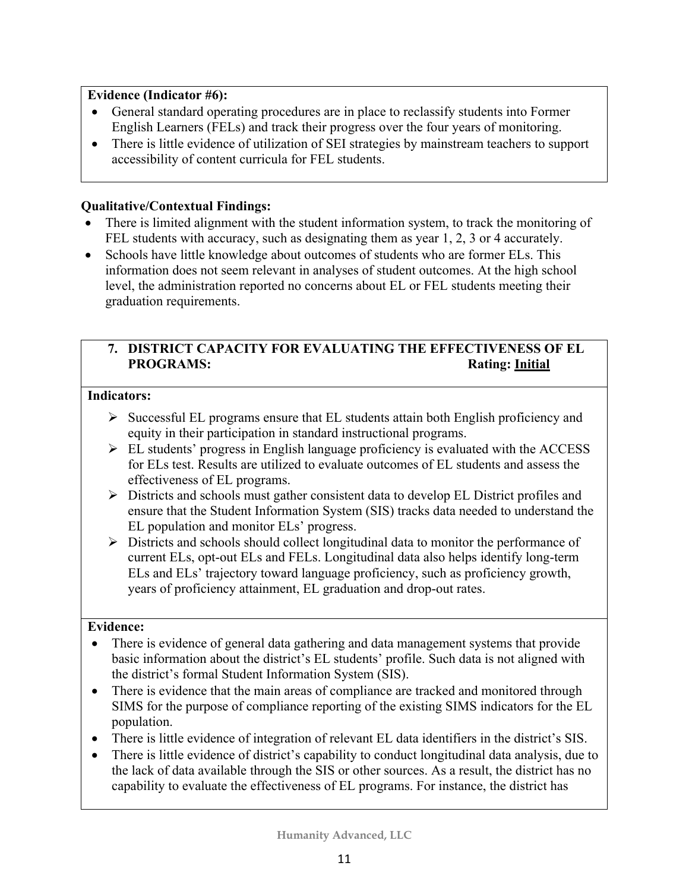**Evidence (Indicator #6):**

- General standard operating procedures are in place to reclassify students into Former English Learners (FELs) and track their progress over the four years of monitoring.
- There is little evidence of utilization of SEI strategies by mainstream teachers to support accessibility of content curricula for FEL students.

**Qualitative/Contextual Findings:**

- There is limited alignment with the student information system, to track the monitoring of FEL students with accuracy, such as designating them as year 1, 2, 3 or 4 accurately.
- Schools have little knowledge about outcomes of students who are former ELs. This information does not seem relevant in analyses of student outcomes. At the high school level, the administration reported no concerns about EL or FEL students meeting their graduation requirements.

**7. DISTRICT CAPACITY FOR EVALUATING THE EFFECTIVENESS OF EL PROGRAMS: Rating: <u>Initial</u>**

**Indicators:**

- Successful EL programs ensure that EL students attain both English proficiency and equity in their participation in standard instructional programs.
- EL students' progress in English language proficiency is evaluated with the ACCESS for ELs test. Results are utilized to evaluate outcomes of EL students and assess the effectiveness of EL programs.
- Districts and schools must gather consistent data to develop EL District profiles and ensure that the Student Information System (SIS) tracks data needed to understand the EL population and monitor ELs' progress.
- Districts and schools should collect longitudinal data to monitor the performance of current ELs, opt-out ELs and FELs. Longitudinal data also helps identify long-term ELs and ELs' trajectory toward language proficiency, such as proficiency growth, years of proficiency attainment, EL graduation and drop-out rates.

**Evidence:**

- There is evidence of general data gathering and data management systems that provide basic information about the district's EL students' profile. Such data is not aligned with the district's formal Student Information System (SIS).
- There is evidence that the main areas of compliance are tracked and monitored through SIMS for the purpose of compliance reporting of the existing SIMS indicators for the EL population.
- There is little evidence of integration of relevant EL data identifiers in the district's SIS.
- There is little evidence of district's capability to conduct longitudinal data analysis, due to the lack of data available through the SIS or other sources. As a result, the district has no capability to evaluate the effectiveness of EL programs. For instance, the district has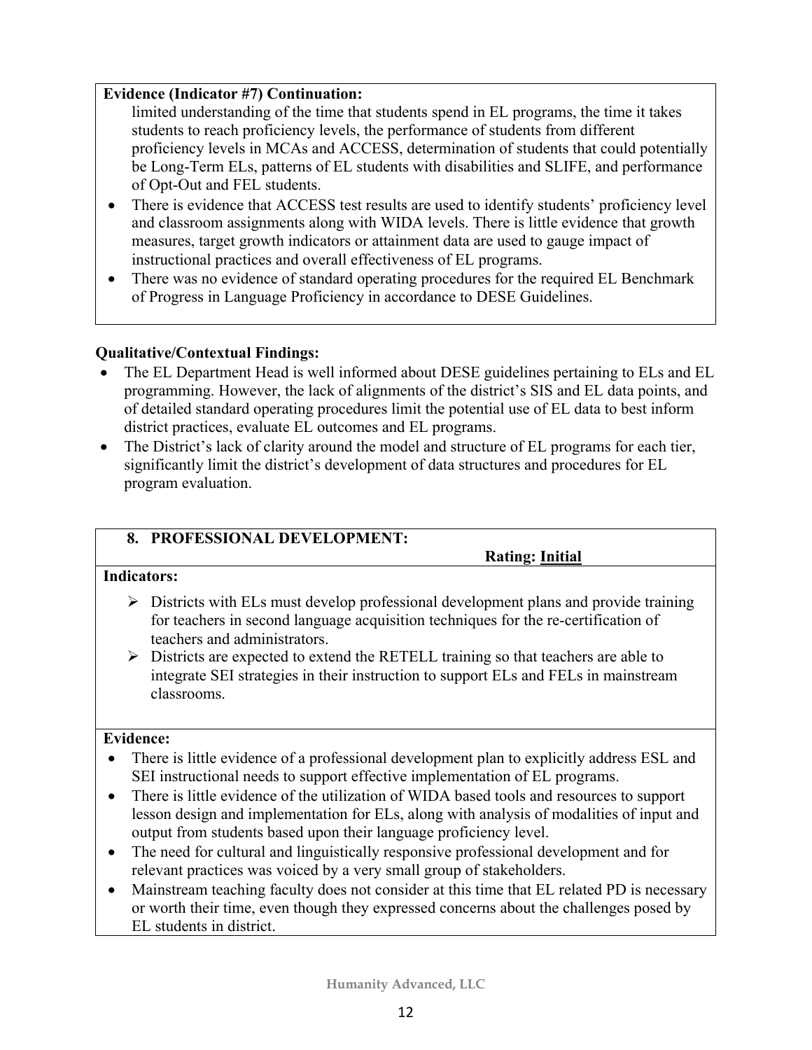**Evidence (Indicator #7) Continuation:**

limited understanding of the time that students spend in EL programs, the time it takes students to reach proficiency levels, the performance of students from different proficiency levels in MCAs and ACCESS, determination of students that could potentially be Long-Term ELs, patterns of EL students with disabilities and SLIFE, and performance of Opt-Out and FEL students.

- There is evidence that ACCESS test results are used to identify students' proficiency level and classroom assignments along with WIDA levels. There is little evidence that growth measures, target growth indicators or attainment data are used to gauge impact of instructional practices and overall effectiveness of EL programs.
- There was no evidence of standard operating procedures for the required EL Benchmark of Progress in Language Proficiency in accordance to DESE Guidelines.

**Qualitative/Contextual Findings:**

- The EL Department Head is well informed about DESE guidelines pertaining to ELs and EL programming. However, the lack of alignments of the district's SIS and EL data points, and of detailed standard operating procedures limit the potential use of EL data to best inform district practices, evaluate EL outcomes and EL programs.
- The District's lack of clarity around the model and structure of EL programs for each tier, significantly limit the district's development of data structures and procedures for EL program evaluation.

**8. PROFESSIONAL DEVELOPMENT:** **Rating: Initial**

**Indicators:**

- Districts with ELs must develop professional development plans and provide training for teachers in second language acquisition techniques for the re-certification of teachers and administrators.
- Districts are expected to extend the RETELL training so that teachers are able to integrate SEI strategies in their instruction to support ELs and FELs in mainstream classrooms.

**Evidence:**

- There is little evidence of a professional development plan to explicitly address ESL and SEI instructional needs to support effective implementation of EL programs.
- There is little evidence of the utilization of WIDA based tools and resources to support lesson design and implementation for ELs, along with analysis of modalities of input and output from students based upon their language proficiency level.
- The need for cultural and linguistically responsive professional development and for relevant practices was voiced by a very small group of stakeholders.
- Mainstream teaching faculty does not consider at this time that EL related PD is necessary or worth their time, even though they expressed concerns about the challenges posed by EL students in district.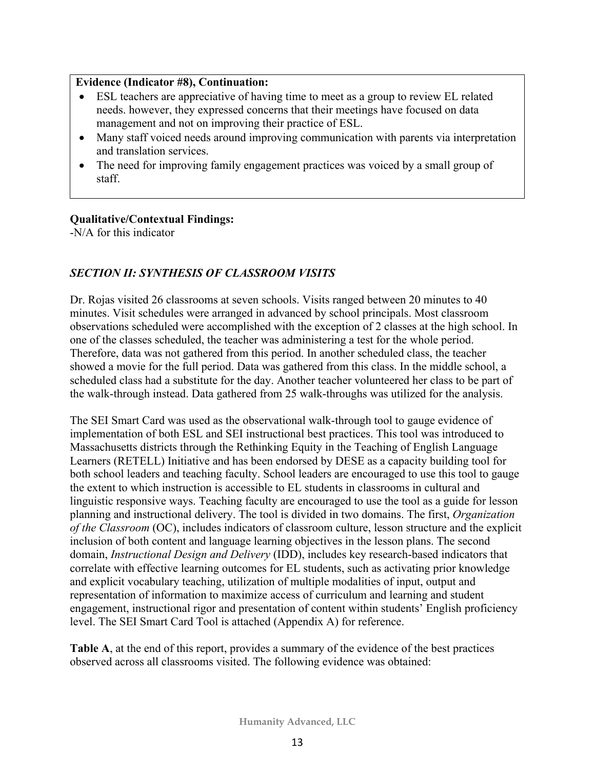**Evidence (Indicator #8), Continuation:**

- ESL teachers are appreciative of having time to meet as a group to review EL related needs. however, they expressed concerns that their meetings have focused on data management and not on improving their practice of ESL.
- Many staff voiced needs around improving communication with parents via interpretation and translation services.
- The need for improving family engagement practices was voiced by a small group of staff.

**Qualitative/Contextual Findings:**
-N/A for this indicator

## *SECTION II: SYNTHESIS OF CLASSROOM VISITS*

Dr. Rojas visited 26 classrooms at seven schools. Visits ranged between 20 minutes to 40 minutes. Visit schedules were arranged in advanced by school principals. Most classroom observations scheduled were accomplished with the exception of 2 classes at the high school. In one of the classes scheduled, the teacher was administering a test for the whole period. Therefore, data was not gathered from this period. In another scheduled class, the teacher showed a movie for the full period. Data was gathered from this class. In the middle school, a scheduled class had a substitute for the day. Another teacher volunteered her class to be part of the walk-through instead. Data gathered from 25 walk-throughs was utilized for the analysis.

The SEI Smart Card was used as the observational walk-through tool to gauge evidence of implementation of both ESL and SEI instructional best practices. This tool was introduced to Massachusetts districts through the Rethinking Equity in the Teaching of English Language Learners (RETELL) Initiative and has been endorsed by DESE as a capacity building tool for both school leaders and teaching faculty. School leaders are encouraged to use this tool to gauge the extent to which instruction is accessible to EL students in classrooms in cultural and linguistic responsive ways. Teaching faculty are encouraged to use the tool as a guide for lesson planning and instructional delivery. The tool is divided in two domains. The first, *Organization of the Classroom* (OC), includes indicators of classroom culture, lesson structure and the explicit inclusion of both content and language learning objectives in the lesson plans. The second domain, *Instructional Design and Delivery* (IDD), includes key research-based indicators that correlate with effective learning outcomes for EL students, such as activating prior knowledge and explicit vocabulary teaching, utilization of multiple modalities of input, output and representation of information to maximize access of curriculum and learning and student engagement, instructional rigor and presentation of content within students' English proficiency level. The SEI Smart Card Tool is attached (Appendix A) for reference.

**Table A**, at the end of this report, provides a summary of the evidence of the best practices observed across all classrooms visited. The following evidence was obtained: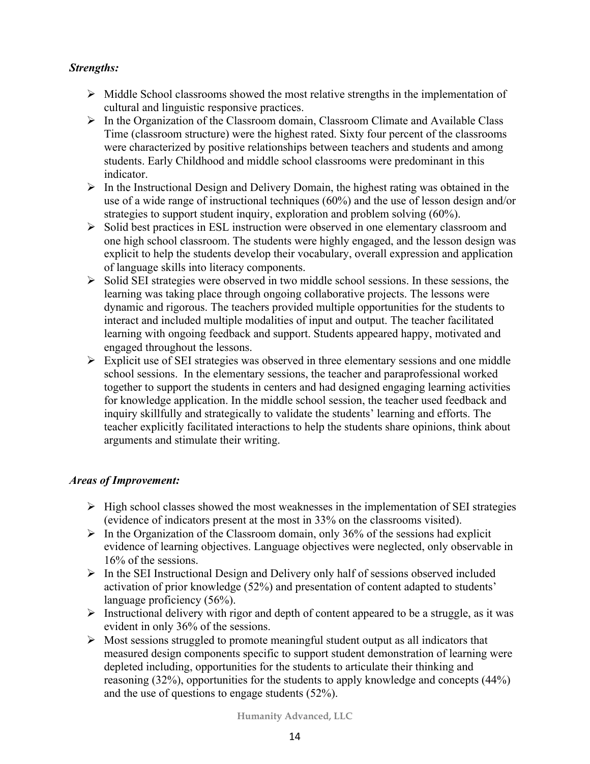***Strengths:***

- Middle School classrooms showed the most relative strengths in the implementation of cultural and linguistic responsive practices.
- In the Organization of the Classroom domain, Classroom Climate and Available Class Time (classroom structure) were the highest rated. Sixty four percent of the classrooms were characterized by positive relationships between teachers and students and among students. Early Childhood and middle school classrooms were predominant in this indicator.
- In the Instructional Design and Delivery Domain, the highest rating was obtained in the use of a wide range of instructional techniques (60%) and the use of lesson design and/or strategies to support student inquiry, exploration and problem solving (60%).
- Solid best practices in ESL instruction were observed in one elementary classroom and one high school classroom. The students were highly engaged, and the lesson design was explicit to help the students develop their vocabulary, overall expression and application of language skills into literacy components.
- Solid SEI strategies were observed in two middle school sessions. In these sessions, the learning was taking place through ongoing collaborative projects. The lessons were dynamic and rigorous. The teachers provided multiple opportunities for the students to interact and included multiple modalities of input and output. The teacher facilitated learning with ongoing feedback and support. Students appeared happy, motivated and engaged throughout the lessons.
- Explicit use of SEI strategies was observed in three elementary sessions and one middle school sessions. In the elementary sessions, the teacher and paraprofessional worked together to support the students in centers and had designed engaging learning activities for knowledge application. In the middle school session, the teacher used feedback and inquiry skillfully and strategically to validate the students' learning and efforts. The teacher explicitly facilitated interactions to help the students share opinions, think about arguments and stimulate their writing.

***Areas of Improvement:***

- High school classes showed the most weaknesses in the implementation of SEI strategies (evidence of indicators present at the most in 33% on the classrooms visited).
- In the Organization of the Classroom domain, only 36% of the sessions had explicit evidence of learning objectives. Language objectives were neglected, only observable in 16% of the sessions.
- In the SEI Instructional Design and Delivery only half of sessions observed included activation of prior knowledge (52%) and presentation of content adapted to students' language proficiency (56%).
- Instructional delivery with rigor and depth of content appeared to be a struggle, as it was evident in only 36% of the sessions.
- Most sessions struggled to promote meaningful student output as all indicators that measured design components specific to support student demonstration of learning were depleted including, opportunities for the students to articulate their thinking and reasoning (32%), opportunities for the students to apply knowledge and concepts (44%) and the use of questions to engage students (52%).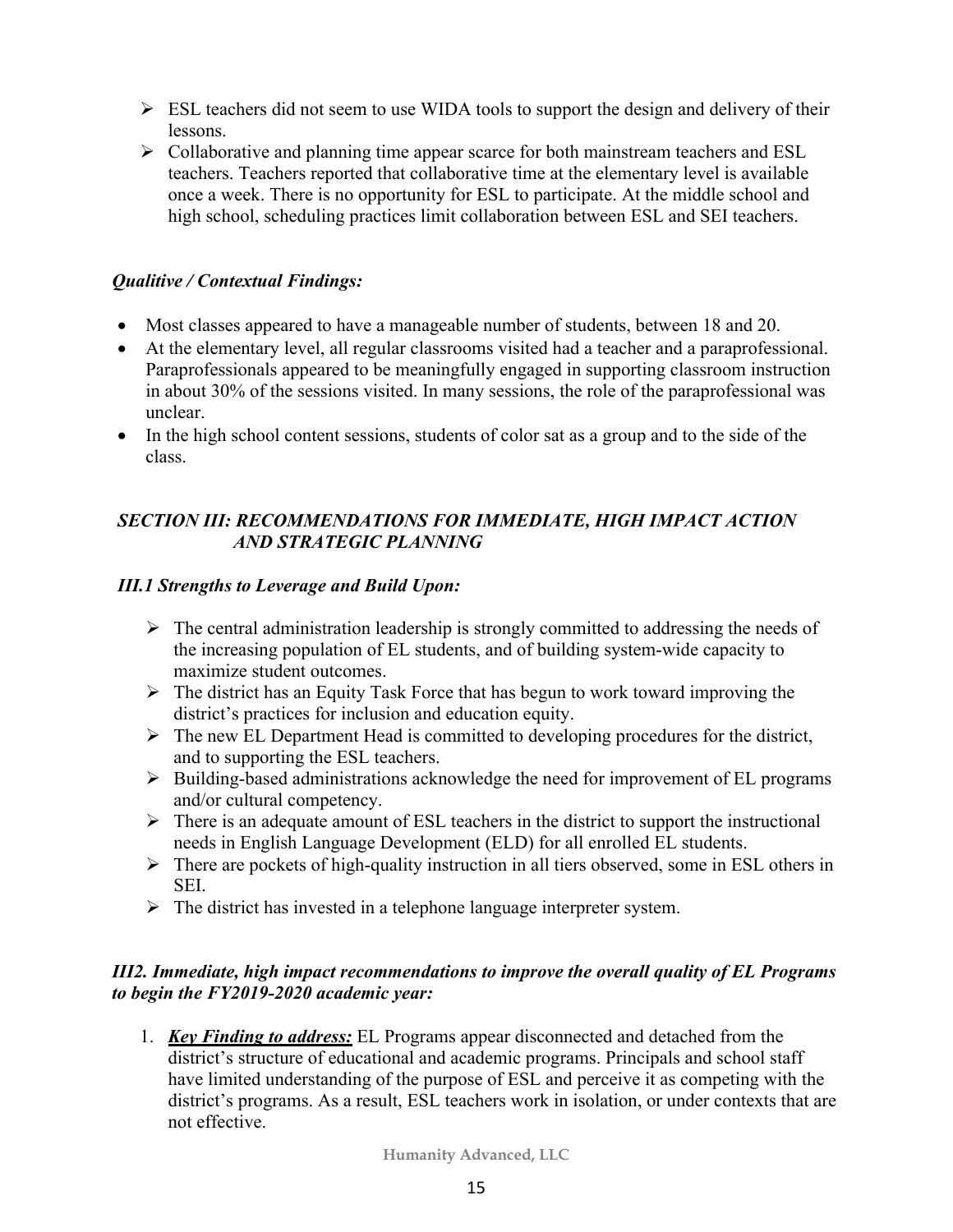- ESL teachers did not seem to use WIDA tools to support the design and delivery of their lessons.
- Collaborative and planning time appear scarce for both mainstream teachers and ESL teachers. Teachers reported that collaborative time at the elementary level is available once a week. There is no opportunity for ESL to participate. At the middle school and high school, scheduling practices limit collaboration between ESL and SEI teachers.

### *Qualitive / Contextual Findings:*

- Most classes appeared to have a manageable number of students, between 18 and 20.
- At the elementary level, all regular classrooms visited had a teacher and a paraprofessional. Paraprofessionals appeared to be meaningfully engaged in supporting classroom instruction in about 30% of the sessions visited. In many sessions, the role of the paraprofessional was unclear.
- In the high school content sessions, students of color sat as a group and to the side of the class.

## *SECTION III: RECOMMENDATIONS FOR IMMEDIATE, HIGH IMPACT ACTION AND STRATEGIC PLANNING*

### *III.1 Strengths to Leverage and Build Upon:*

- The central administration leadership is strongly committed to addressing the needs of the increasing population of EL students, and of building system-wide capacity to maximize student outcomes.
- The district has an Equity Task Force that has begun to work toward improving the district's practices for inclusion and education equity.
- The new EL Department Head is committed to developing procedures for the district, and to supporting the ESL teachers.
- Building-based administrations acknowledge the need for improvement of EL programs and/or cultural competency.
- There is an adequate amount of ESL teachers in the district to support the instructional needs in English Language Development (ELD) for all enrolled EL students.
- There are pockets of high-quality instruction in all tiers observed, some in ESL others in SEI.
- The district has invested in a telephone language interpreter system.

### *III2. Immediate, high impact recommendations to improve the overall quality of EL Programs to begin the FY2019-2020 academic year:*

1. ***Key Finding to address:*** EL Programs appear disconnected and detached from the district's structure of educational and academic programs. Principals and school staff have limited understanding of the purpose of ESL and perceive it as competing with the district's programs. As a result, ESL teachers work in isolation, or under contexts that are not effective.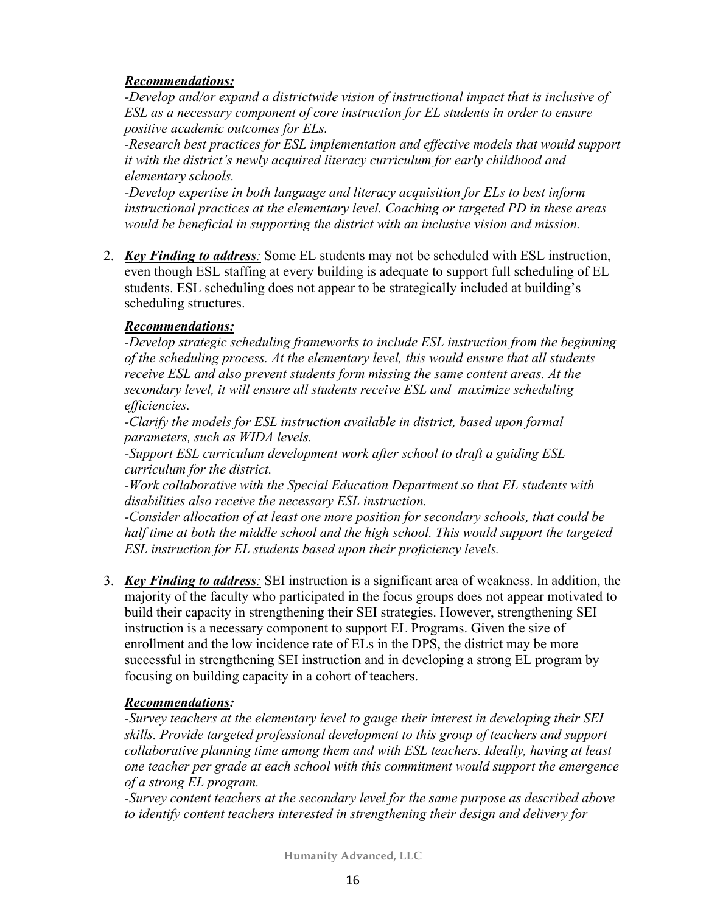***Recommendations:***

*-Develop and/or expand a districtwide vision of instructional impact that is inclusive of ESL as a necessary component of core instruction for EL students in order to ensure positive academic outcomes for ELs.*

*-Research best practices for ESL implementation and effective models that would support it with the district's newly acquired literacy curriculum for early childhood and elementary schools.*

*-Develop expertise in both language and literacy acquisition for ELs to best inform instructional practices at the elementary level. Coaching or targeted PD in these areas would be beneficial in supporting the district with an inclusive vision and mission.*

2. ***Key Finding to address**:* Some EL students may not be scheduled with ESL instruction, even though ESL staffing at every building is adequate to support full scheduling of EL students. ESL scheduling does not appear to be strategically included at building's scheduling structures.

   ***Recommendations:***

   *-Develop strategic scheduling frameworks to include ESL instruction from the beginning of the scheduling process. At the elementary level, this would ensure that all students receive ESL and also prevent students form missing the same content areas. At the secondary level, it will ensure all students receive ESL and maximize scheduling efficiencies.*

   *-Clarify the models for ESL instruction available in district, based upon formal parameters, such as WIDA levels.*

   *-Support ESL curriculum development work after school to draft a guiding ESL curriculum for the district.*

   *-Work collaborative with the Special Education Department so that EL students with disabilities also receive the necessary ESL instruction.*

   *-Consider allocation of at least one more position for secondary schools, that could be half time at both the middle school and the high school. This would support the targeted ESL instruction for EL students based upon their proficiency levels.*

3. ***Key Finding to address**:* SEI instruction is a significant area of weakness. In addition, the majority of the faculty who participated in the focus groups does not appear motivated to build their capacity in strengthening their SEI strategies. However, strengthening SEI instruction is a necessary component to support EL Programs. Given the size of enrollment and the low incidence rate of ELs in the DPS, the district may be more successful in strengthening SEI instruction and in developing a strong EL program by focusing on building capacity in a cohort of teachers.

   ***Recommendations:***

   *-Survey teachers at the elementary level to gauge their interest in developing their SEI skills. Provide targeted professional development to this group of teachers and support collaborative planning time among them and with ESL teachers. Ideally, having at least one teacher per grade at each school with this commitment would support the emergence of a strong EL program.*

   *-Survey content teachers at the secondary level for the same purpose as described above to identify content teachers interested in strengthening their design and delivery for*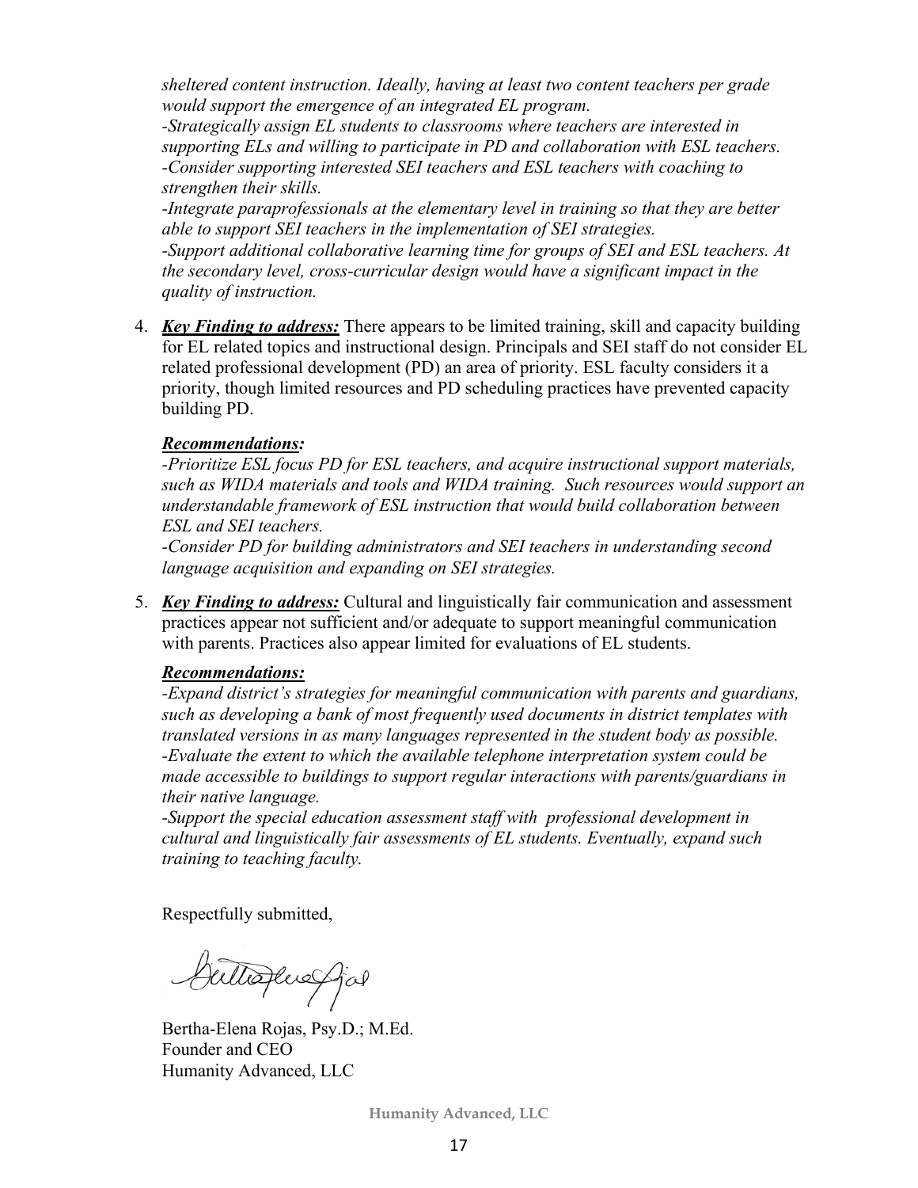*sheltered content instruction. Ideally, having at least two content teachers per grade would support the emergence of an integrated EL program.*
*-Strategically assign EL students to classrooms where teachers are interested in supporting ELs and willing to participate in PD and collaboration with ESL teachers.*
*-Consider supporting interested SEI teachers and ESL teachers with coaching to strengthen their skills.*
*-Integrate paraprofessionals at the elementary level in training so that they are better able to support SEI teachers in the implementation of SEI strategies.*
*-Support additional collaborative learning time for groups of SEI and ESL teachers. At the secondary level, cross-curricular design would have a significant impact in the quality of instruction.*

4. ***Key Finding to address:*** There appears to be limited training, skill and capacity building for EL related topics and instructional design. Principals and SEI staff do not consider EL related professional development (PD) an area of priority. ESL faculty considers it a priority, though limited resources and PD scheduling practices have prevented capacity building PD.

   ***Recommendations:***
   *-Prioritize ESL focus PD for ESL teachers, and acquire instructional support materials, such as WIDA materials and tools and WIDA training. Such resources would support an understandable framework of ESL instruction that would build collaboration between ESL and SEI teachers.*
   *-Consider PD for building administrators and SEI teachers in understanding second language acquisition and expanding on SEI strategies.*

5. ***Key Finding to address:*** Cultural and linguistically fair communication and assessment practices appear not sufficient and/or adequate to support meaningful communication with parents. Practices also appear limited for evaluations of EL students.

   ***Recommendations:***
   *-Expand district's strategies for meaningful communication with parents and guardians, such as developing a bank of most frequently used documents in district templates with translated versions in as many languages represented in the student body as possible.*
   *-Evaluate the extent to which the available telephone interpretation system could be made accessible to buildings to support regular interactions with parents/guardians in their native language.*
   *-Support the special education assessment staff with professional development in cultural and linguistically fair assessments of EL students. Eventually, expand such training to teaching faculty.*

Respectfully submitted,

Bertha-Elena Rojas, Psy.D.; M.Ed.
Founder and CEO
Humanity Advanced, LLC